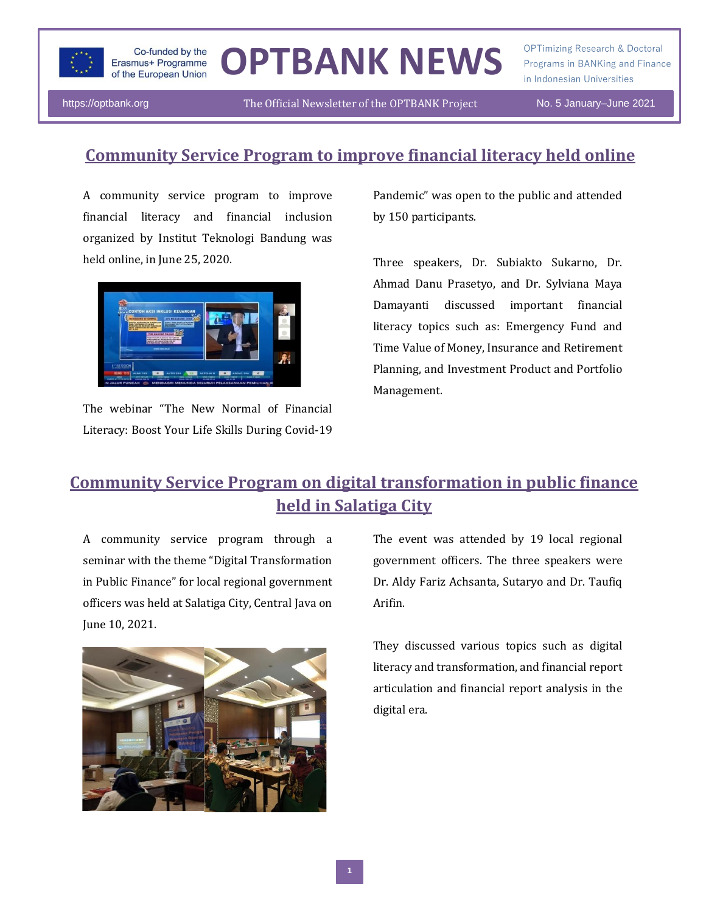Co-funded by the Erasmus+ Programme of the European Union

# OPTBANK NEWS

OPTimizing Research & Doctoral Programs in BANKing and Finance in Indonesian Universities

https://optbank.org | The Official Newsletter of the OPTBANK Project | No. 5 January–June 2021

## Community Service Program to improve financial literacy held online

A community service program to improve financial literacy and financial inclusion organized by Institut Teknologi Bandung was held online, in June 25, 2020.

The webinar "The New Normal of Financial Literacy: Boost Your Life Skills During Covid-19 Pandemic" was open to the public and attended by 150 participants.

Three speakers, Dr. Subiakto Sukarno, Dr. Ahmad Danu Prasetyo, and Dr. Sylviana Maya Damayanti discussed important financial literacy topics such as: Emergency Fund and Time Value of Money, Insurance and Retirement Planning, and Investment Product and Portfolio Management.

## Community Service Program on digital transformation in public finance held in Salatiga City

A community service program through a seminar with the theme "Digital Transformation in Public Finance" for local regional government officers was held at Salatiga City, Central Java on June 10, 2021.

The event was attended by 19 local regional government officers. The three speakers were Dr. Aldy Fariz Achsanta, Sutaryo and Dr. Taufiq Arifin.

They discussed various topics such as digital literacy and transformation, and financial report articulation and financial report analysis in the digital era.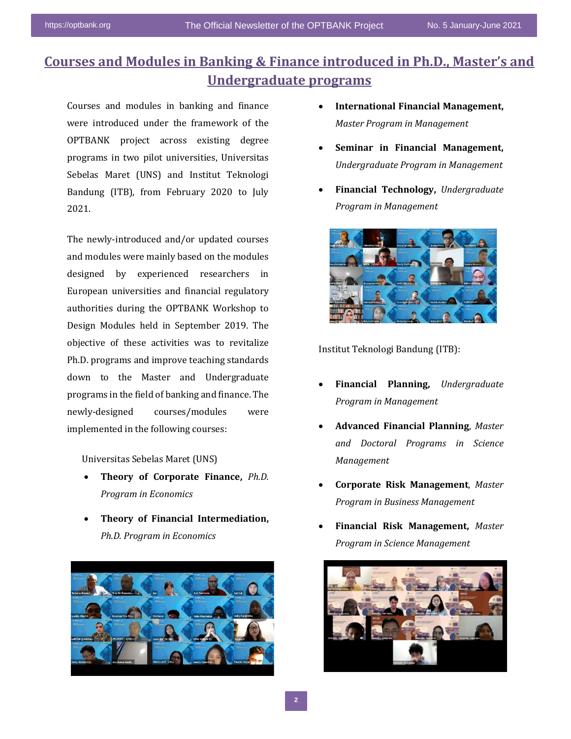# Courses and Modules in Banking & Finance introduced in Ph.D., Master's and Undergraduate programs

Courses and modules in banking and finance were introduced under the framework of the OPTBANK project across existing degree programs in two pilot universities, Universitas Sebelas Maret (UNS) and Institut Teknologi Bandung (ITB), from February 2020 to July 2021.

The newly-introduced and/or updated courses and modules were mainly based on the modules designed by experienced researchers in European universities and financial regulatory authorities during the OPTBANK Workshop to Design Modules held in September 2019. The objective of these activities was to revitalize Ph.D. programs and improve teaching standards down to the Master and Undergraduate programs in the field of banking and finance. The newly-designed courses/modules were implemented in the following courses:

Universitas Sebelas Maret (UNS)

- **Theory of Corporate Finance,** *Ph.D. Program in Economics*
- **Theory of Financial Intermediation,** *Ph.D. Program in Economics*
- **International Financial Management,** *Master Program in Management*
- **Seminar in Financial Management,** *Undergraduate Program in Management*
- **Financial Technology,** *Undergraduate Program in Management*

Institut Teknologi Bandung (ITB):

- **Financial Planning,** *Undergraduate Program in Management*
- **Advanced Financial Planning**, *Master and Doctoral Programs in Science Management*
- **Corporate Risk Management**, *Master Program in Business Management*
- **Financial Risk Management,** *Master Program in Science Management*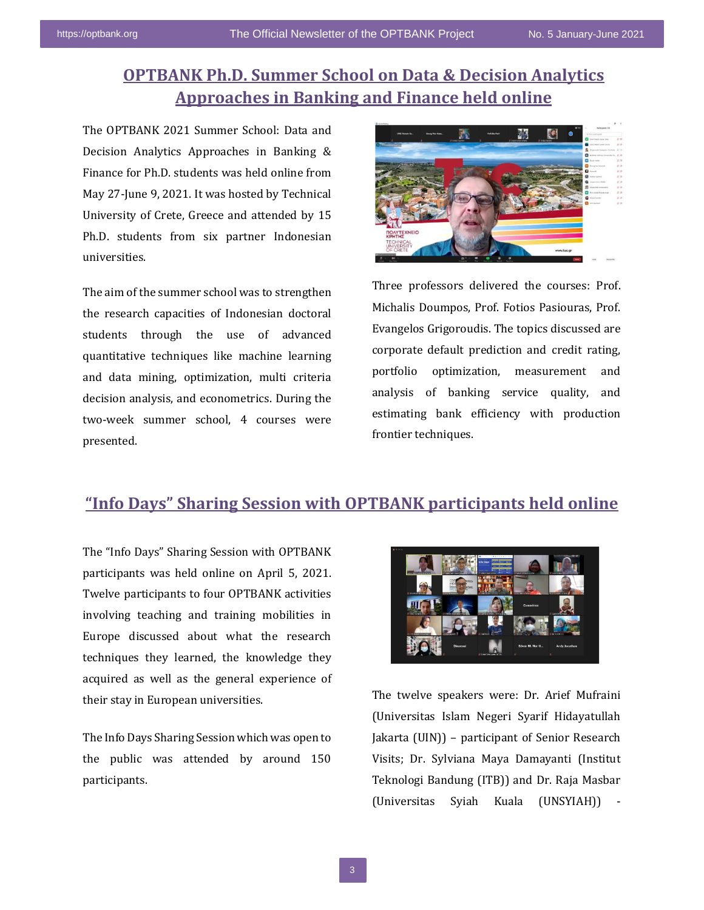## OPTBANK Ph.D. Summer School on Data & Decision Analytics Approaches in Banking and Finance held online

The OPTBANK 2021 Summer School: Data and Decision Analytics Approaches in Banking & Finance for Ph.D. students was held online from May 27-June 9, 2021. It was hosted by Technical University of Crete, Greece and attended by 15 Ph.D. students from six partner Indonesian universities.

The aim of the summer school was to strengthen the research capacities of Indonesian doctoral students through the use of advanced quantitative techniques like machine learning and data mining, optimization, multi criteria decision analysis, and econometrics. During the two-week summer school, 4 courses were presented.

Three professors delivered the courses: Prof. Michalis Doumpos, Prof. Fotios Pasiouras, Prof. Evangelos Grigoroudis. The topics discussed are corporate default prediction and credit rating, portfolio optimization, measurement and analysis of banking service quality, and estimating bank efficiency with production frontier techniques.

## "Info Days" Sharing Session with OPTBANK participants held online

The "Info Days" Sharing Session with OPTBANK participants was held online on April 5, 2021. Twelve participants to four OPTBANK activities involving teaching and training mobilities in Europe discussed about what the research techniques they learned, the knowledge they acquired as well as the general experience of their stay in European universities.

The Info Days Sharing Session which was open to the public was attended by around 150 participants.

The twelve speakers were: Dr. Arief Mufraini (Universitas Islam Negeri Syarif Hidayatullah Jakarta (UIN)) – participant of Senior Research Visits; Dr. Sylviana Maya Damayanti (Institut Teknologi Bandung (ITB)) and Dr. Raja Masbar (Universitas Syiah Kuala (UNSYIAH)) -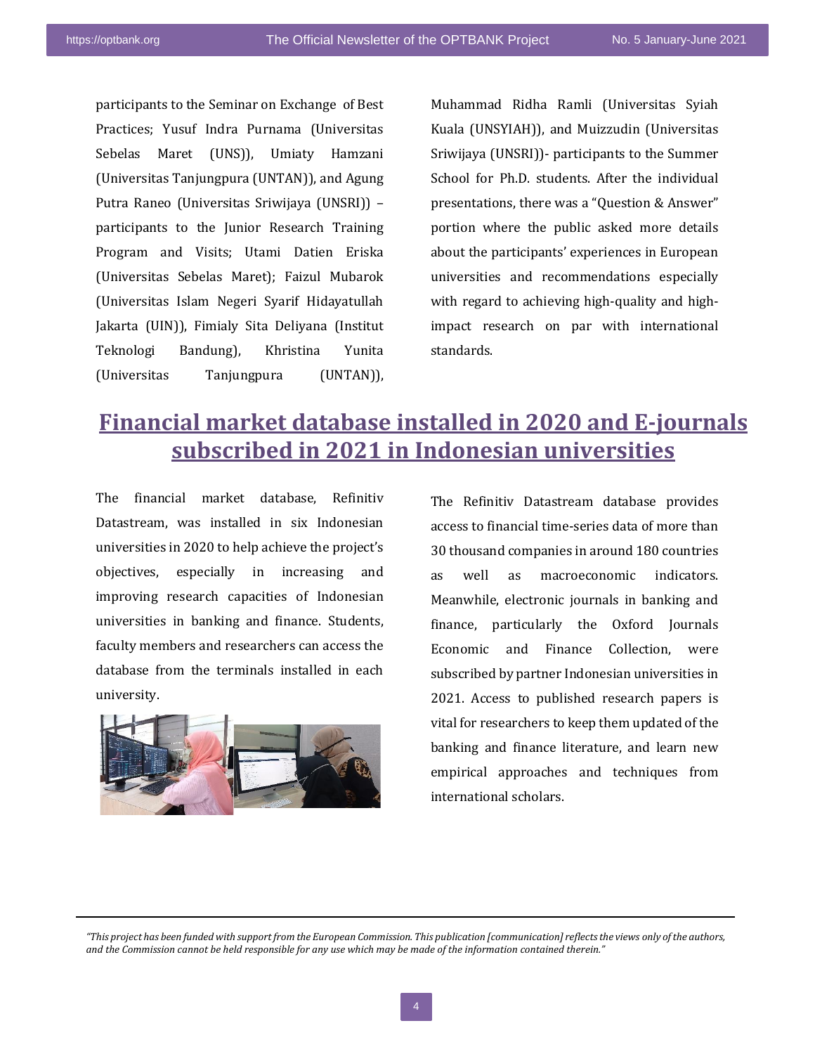participants to the Seminar on Exchange of Best Practices; Yusuf Indra Purnama (Universitas Sebelas Maret (UNS)), Umiaty Hamzani (Universitas Tanjungpura (UNTAN)), and Agung Putra Raneo (Universitas Sriwijaya (UNSRI)) – participants to the Junior Research Training Program and Visits; Utami Datien Eriska (Universitas Sebelas Maret); Faizul Mubarok (Universitas Islam Negeri Syarif Hidayatullah Jakarta (UIN)), Fimialy Sita Deliyana (Institut Teknologi Bandung), Khristina Yunita (Universitas Tanjungpura (UNTAN)), Muhammad Ridha Ramli (Universitas Syiah Kuala (UNSYIAH)), and Muizzudin (Universitas Sriwijaya (UNSRI))- participants to the Summer School for Ph.D. students. After the individual presentations, there was a "Question & Answer" portion where the public asked more details about the participants' experiences in European universities and recommendations especially with regard to achieving high-quality and high-impact research on par with international standards.

## Financial market database installed in 2020 and E-journals subscribed in 2021 in Indonesian universities

The financial market database, Refinitiv Datastream, was installed in six Indonesian universities in 2020 to help achieve the project's objectives, especially in increasing and improving research capacities of Indonesian universities in banking and finance. Students, faculty members and researchers can access the database from the terminals installed in each university.

The Refinitiv Datastream database provides access to financial time-series data of more than 30 thousand companies in around 180 countries as well as macroeconomic indicators. Meanwhile, electronic journals in banking and finance, particularly the Oxford Journals Economic and Finance Collection, were subscribed by partner Indonesian universities in 2021. Access to published research papers is vital for researchers to keep them updated of the banking and finance literature, and learn new empirical approaches and techniques from international scholars.

---

*"This project has been funded with support from the European Commission. This publication [communication] reflects the views only of the authors, and the Commission cannot be held responsible for any use which may be made of the information contained therein."*